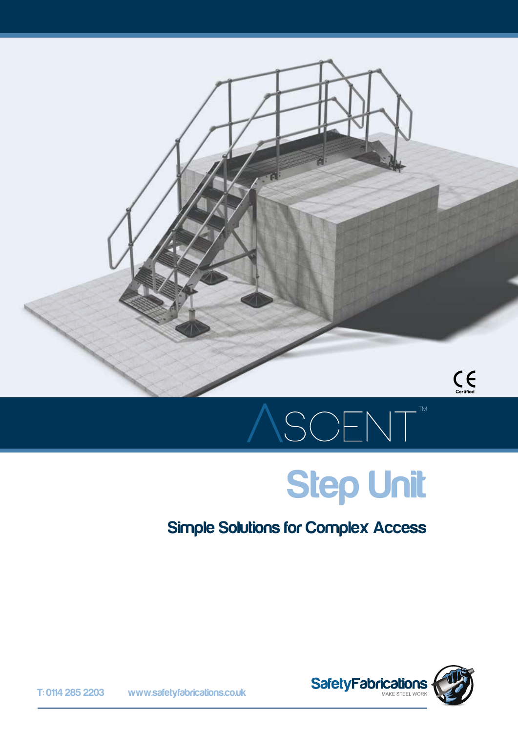CE Certified

# ASCENT™

## Step Unit

### Simple Solutions for Complex Access

T: 0114 285 2203 www.safetyfabrications.co.uk

SafetyFabrications MAKE STEEL WORK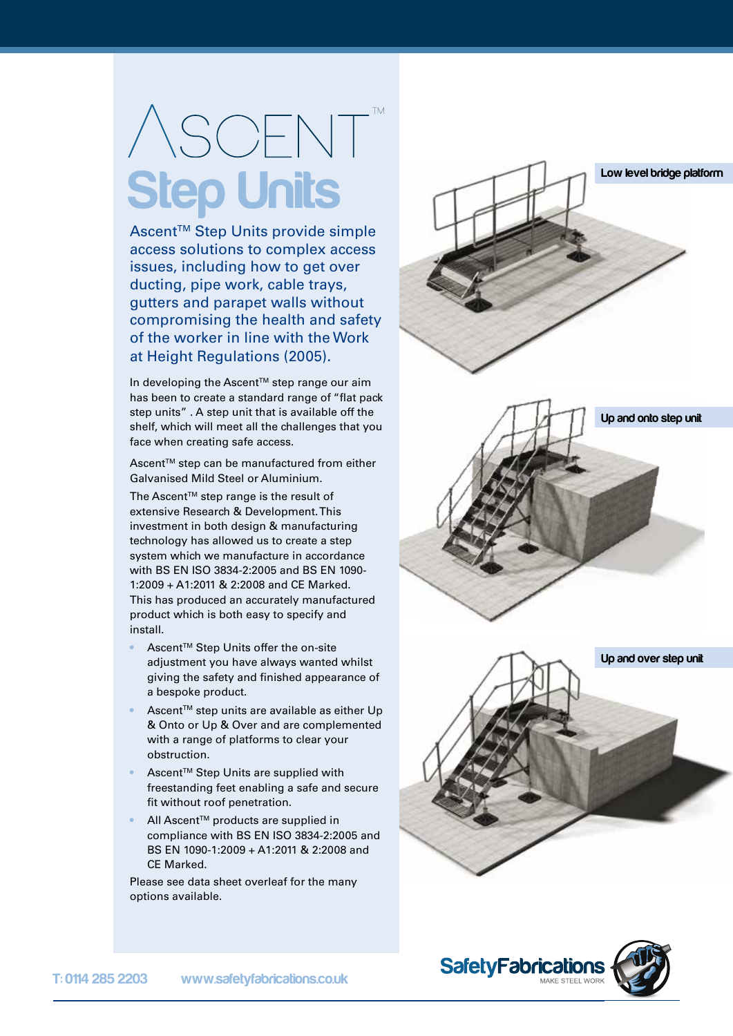# ASCENT™

## Step Units

Ascent™ Step Units provide simple access solutions to complex access issues, including how to get over ducting, pipe work, cable trays, gutters and parapet walls without compromising the health and safety of the worker in line with the Work at Height Regulations (2005).

In developing the Ascent™ step range our aim has been to create a standard range of "flat pack step units". A step unit that is available off the shelf, which will meet all the challenges that you face when creating safe access.

Ascent™ step can be manufactured from either Galvanised Mild Steel or Aluminium.

The Ascent™ step range is the result of extensive Research & Development. This investment in both design & manufacturing technology has allowed us to create a step system which we manufacture in accordance with BS EN ISO 3834-2:2005 and BS EN 1090-1:2009 + A1:2011 & 2:2008 and CE Marked. This has produced an accurately manufactured product which is both easy to specify and install.

- Ascent™ Step Units offer the on-site adjustment you have always wanted whilst giving the safety and finished appearance of a bespoke product.
- Ascent™ step units are available as either Up & Onto or Up & Over and are complemented with a range of platforms to clear your obstruction.
- Ascent™ Step Units are supplied with freestanding feet enabling a safe and secure fit without roof penetration.
- All Ascent™ products are supplied in compliance with BS EN ISO 3834-2:2005 and BS EN 1090-1:2009 + A1:2011 & 2:2008 and CE Marked.

Please see data sheet overleaf for the many options available.

Low level bridge platform

Up and onto step unit

Up and over step unit

T: 0114 285 2203 www.safetyfabrications.co.uk

SafetyFabrications MAKE STEEL WORK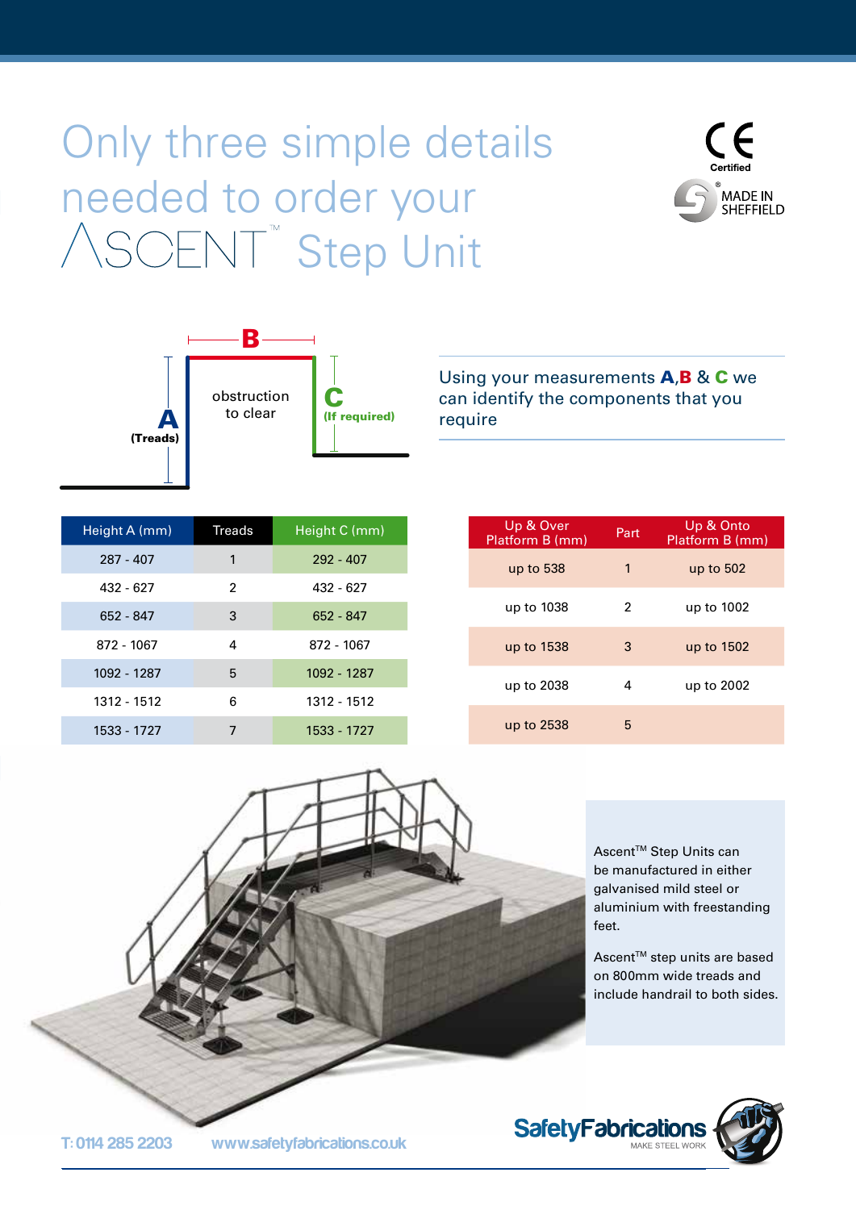# Only three simple details needed to order your ASCENT™ Step Unit

CE Certified

MADE IN SHEFFIELD

B

A (Treads)

obstruction to clear

C (If required)

Using your measurements **A**,**B** & **C** we can identify the components that you require

| Height A (mm) | Treads | Height C (mm) |
|---|---|---|
| 287 - 407 | 1 | 292 - 407 |
| 432 - 627 | 2 | 432 - 627 |
| 652 - 847 | 3 | 652 - 847 |
| 872 - 1067 | 4 | 872 - 1067 |
| 1092 - 1287 | 5 | 1092 - 1287 |
| 1312 - 1512 | 6 | 1312 - 1512 |
| 1533 - 1727 | 7 | 1533 - 1727 |

| Up & Over Platform B (mm) | Part | Up & Onto Platform B (mm) |
|---|---|---|
| up to 538 | 1 | up to 502 |
| up to 1038 | 2 | up to 1002 |
| up to 1538 | 3 | up to 1502 |
| up to 2038 | 4 | up to 2002 |
| up to 2538 | 5 | |

Ascent™ Step Units can be manufactured in either galvanised mild steel or aluminium with freestanding feet.

Ascent™ step units are based on 800mm wide treads and include handrail to both sides.

T: 0114 285 2203 www.safetyfabrications.co.uk

SafetyFabrications MAKE STEEL WORK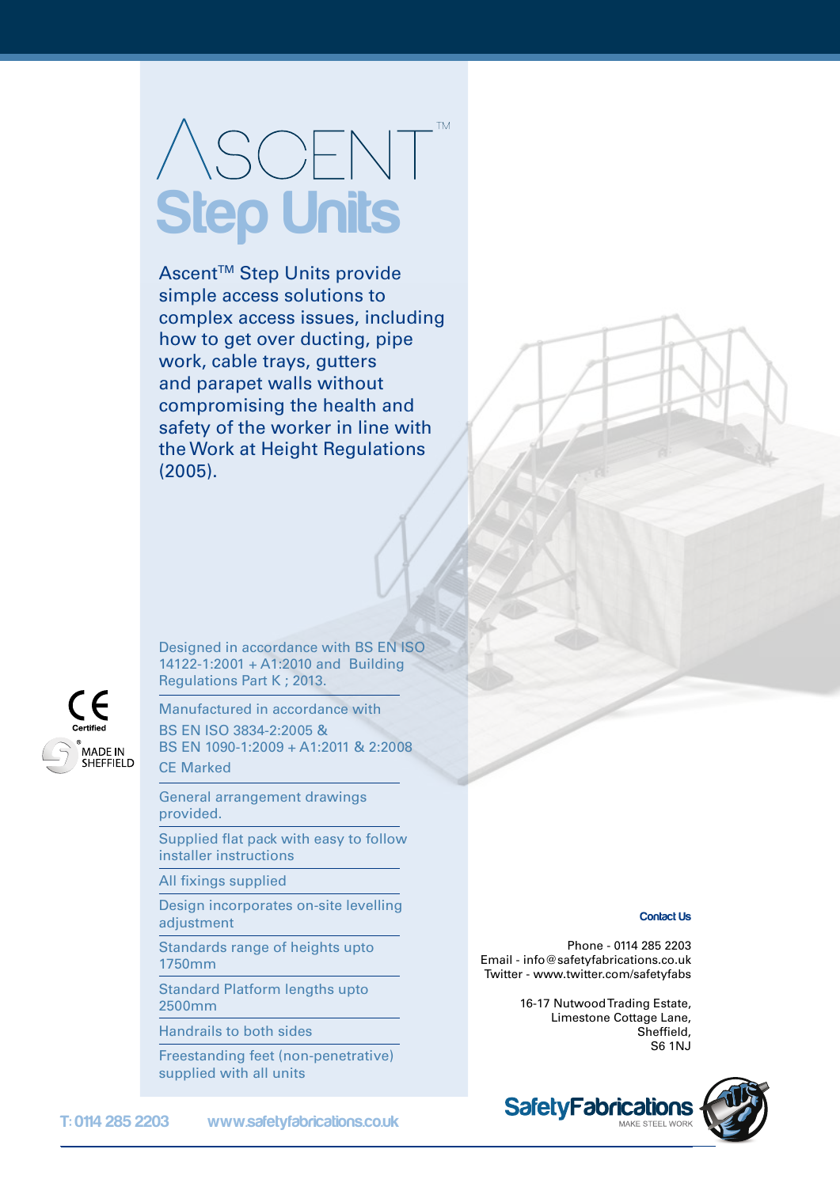# ASCENT™

## Step Units

Ascent™ Step Units provide simple access solutions to complex access issues, including how to get over ducting, pipe work, cable trays, gutters and parapet walls without compromising the health and safety of the worker in line with the Work at Height Regulations (2005).

Designed in accordance with BS EN ISO 14122-1:2001 + A1:2010 and Building Regulations Part K ; 2013.

Manufactured in accordance with BS EN ISO 3834-2:2005 & BS EN 1090-1:2009 + A1:2011 & 2:2008 CE Marked

General arrangement drawings provided.

Supplied flat pack with easy to follow installer instructions

All fixings supplied

Design incorporates on-site levelling adjustment

Standards range of heights upto 1750mm

Standard Platform lengths upto 2500mm

Handrails to both sides

Freestanding feet (non-penetrative) supplied with all units

CE Certified

MADE IN SHEFFIELD

**Contact Us**

Phone - 0114 285 2203
Email - info@safetyfabrications.co.uk
Twitter - www.twitter.com/safetyfabs

16-17 Nutwood Trading Estate,
Limestone Cottage Lane,
Sheffield,
S6 1NJ

SafetyFabrications
MAKE STEEL WORK

T: 0114 285 2203 www.safetyfabrications.co.uk